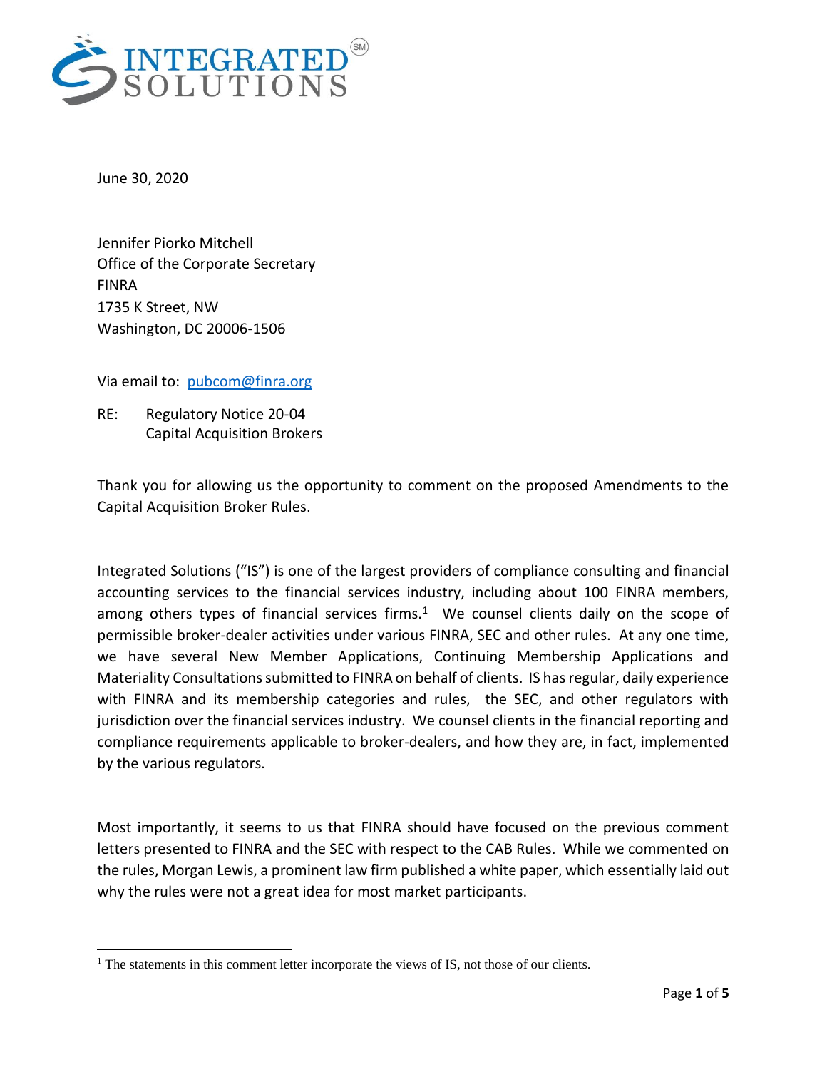INTEGRATED SOLUTIONS(SM)

June 30, 2020

Jennifer Piorko Mitchell
Office of the Corporate Secretary
FINRA
1735 K Street, NW
Washington, DC 20006-1506

Via email to: pubcom@finra.org

RE: Regulatory Notice 20-04
Capital Acquisition Brokers

Thank you for allowing us the opportunity to comment on the proposed Amendments to the Capital Acquisition Broker Rules.

Integrated Solutions ("IS") is one of the largest providers of compliance consulting and financial accounting services to the financial services industry, including about 100 FINRA members, among others types of financial services firms.[1] We counsel clients daily on the scope of permissible broker-dealer activities under various FINRA, SEC and other rules. At any one time, we have several New Member Applications, Continuing Membership Applications and Materiality Consultations submitted to FINRA on behalf of clients. IS has regular, daily experience with FINRA and its membership categories and rules, the SEC, and other regulators with jurisdiction over the financial services industry. We counsel clients in the financial reporting and compliance requirements applicable to broker-dealers, and how they are, in fact, implemented by the various regulators.

Most importantly, it seems to us that FINRA should have focused on the previous comment letters presented to FINRA and the SEC with respect to the CAB Rules. While we commented on the rules, Morgan Lewis, a prominent law firm published a white paper, which essentially laid out why the rules were not a great idea for most market participants.

[1] The statements in this comment letter incorporate the views of IS, not those of our clients.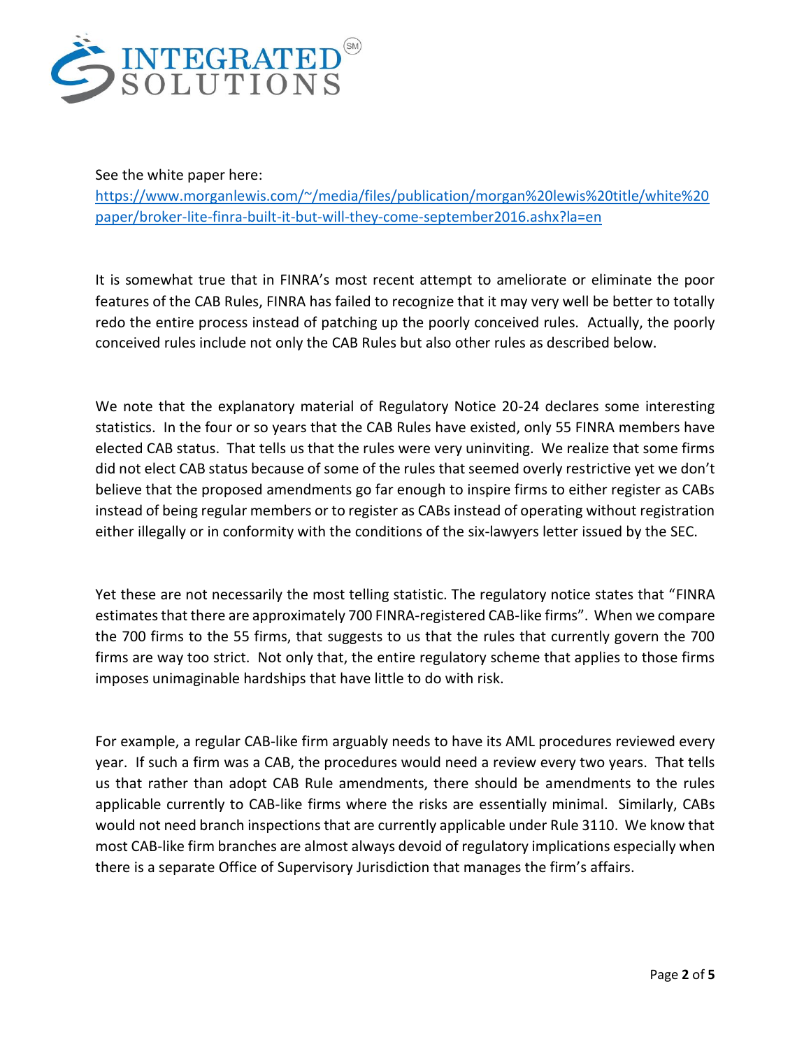See the white paper here:
[https://www.morganlewis.com/~/media/files/publication/morgan%20lewis%20title/white%20paper/broker-lite-finra-built-it-but-will-they-come-september2016.ashx?la=en](https://www.morganlewis.com/~/media/files/publication/morgan%20lewis%20title/white%20paper/broker-lite-finra-built-it-but-will-they-come-september2016.ashx?la=en)

It is somewhat true that in FINRA's most recent attempt to ameliorate or eliminate the poor features of the CAB Rules, FINRA has failed to recognize that it may very well be better to totally redo the entire process instead of patching up the poorly conceived rules. Actually, the poorly conceived rules include not only the CAB Rules but also other rules as described below.

We note that the explanatory material of Regulatory Notice 20-24 declares some interesting statistics. In the four or so years that the CAB Rules have existed, only 55 FINRA members have elected CAB status. That tells us that the rules were very uninviting. We realize that some firms did not elect CAB status because of some of the rules that seemed overly restrictive yet we don't believe that the proposed amendments go far enough to inspire firms to either register as CABs instead of being regular members or to register as CABs instead of operating without registration either illegally or in conformity with the conditions of the six-lawyers letter issued by the SEC.

Yet these are not necessarily the most telling statistic. The regulatory notice states that "FINRA estimates that there are approximately 700 FINRA-registered CAB-like firms". When we compare the 700 firms to the 55 firms, that suggests to us that the rules that currently govern the 700 firms are way too strict. Not only that, the entire regulatory scheme that applies to those firms imposes unimaginable hardships that have little to do with risk.

For example, a regular CAB-like firm arguably needs to have its AML procedures reviewed every year. If such a firm was a CAB, the procedures would need a review every two years. That tells us that rather than adopt CAB Rule amendments, there should be amendments to the rules applicable currently to CAB-like firms where the risks are essentially minimal. Similarly, CABs would not need branch inspections that are currently applicable under Rule 3110. We know that most CAB-like firm branches are almost always devoid of regulatory implications especially when there is a separate Office of Supervisory Jurisdiction that manages the firm's affairs.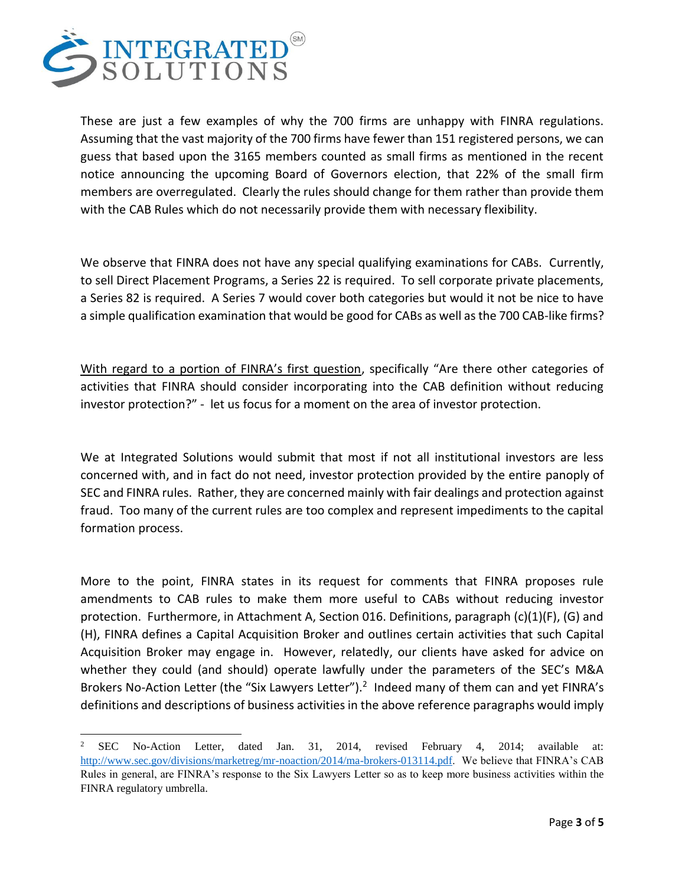These are just a few examples of why the 700 firms are unhappy with FINRA regulations. Assuming that the vast majority of the 700 firms have fewer than 151 registered persons, we can guess that based upon the 3165 members counted as small firms as mentioned in the recent notice announcing the upcoming Board of Governors election, that 22% of the small firm members are overregulated. Clearly the rules should change for them rather than provide them with the CAB Rules which do not necessarily provide them with necessary flexibility.

We observe that FINRA does not have any special qualifying examinations for CABs. Currently, to sell Direct Placement Programs, a Series 22 is required. To sell corporate private placements, a Series 82 is required. A Series 7 would cover both categories but would it not be nice to have a simple qualification examination that would be good for CABs as well as the 700 CAB-like firms?

<u>With regard to a portion of FINRA's first question</u>, specifically "Are there other categories of activities that FINRA should consider incorporating into the CAB definition without reducing investor protection?" - let us focus for a moment on the area of investor protection.

We at Integrated Solutions would submit that most if not all institutional investors are less concerned with, and in fact do not need, investor protection provided by the entire panoply of SEC and FINRA rules. Rather, they are concerned mainly with fair dealings and protection against fraud. Too many of the current rules are too complex and represent impediments to the capital formation process.

More to the point, FINRA states in its request for comments that FINRA proposes rule amendments to CAB rules to make them more useful to CABs without reducing investor protection. Furthermore, in Attachment A, Section 016. Definitions, paragraph (c)(1)(F), (G) and (H), FINRA defines a Capital Acquisition Broker and outlines certain activities that such Capital Acquisition Broker may engage in. However, relatedly, our clients have asked for advice on whether they could (and should) operate lawfully under the parameters of the SEC's M&A Brokers No-Action Letter (the "Six Lawyers Letter").[2] Indeed many of them can and yet FINRA's definitions and descriptions of business activities in the above reference paragraphs would imply

[2] SEC No-Action Letter, dated Jan. 31, 2014, revised February 4, 2014; available at: http://www.sec.gov/divisions/marketreg/mr-noaction/2014/ma-brokers-013114.pdf. We believe that FINRA's CAB Rules in general, are FINRA's response to the Six Lawyers Letter so as to keep more business activities within the FINRA regulatory umbrella.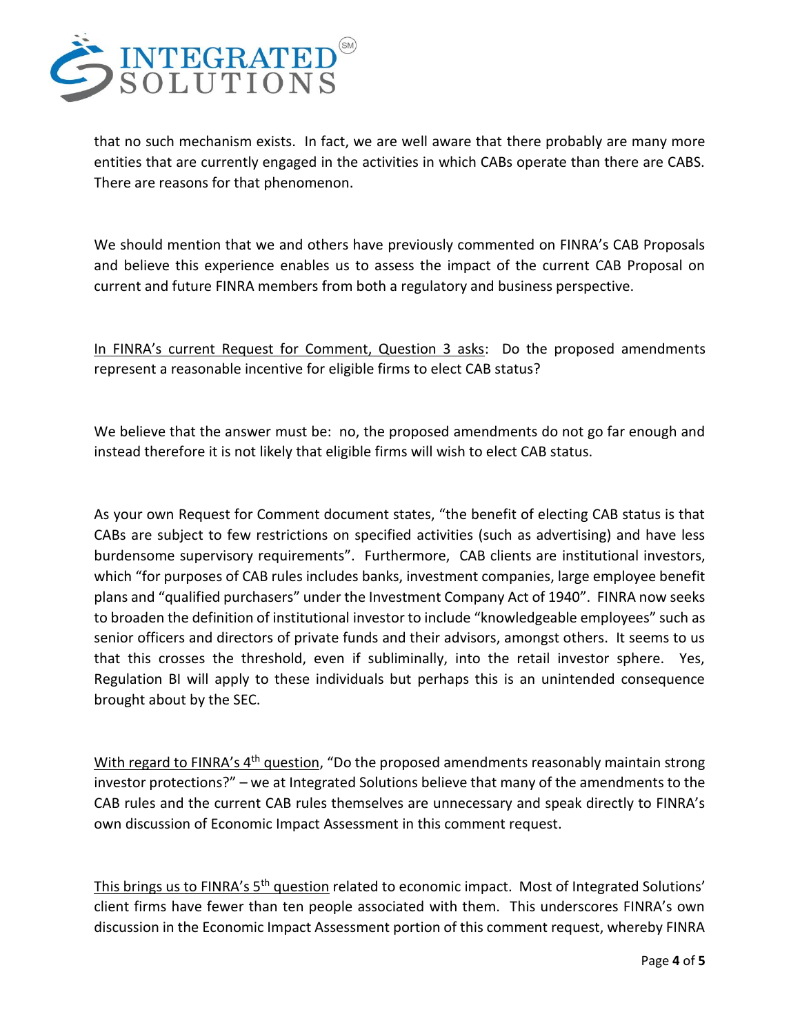that no such mechanism exists. In fact, we are well aware that there probably are many more entities that are currently engaged in the activities in which CABs operate than there are CABS. There are reasons for that phenomenon.

We should mention that we and others have previously commented on FINRA's CAB Proposals and believe this experience enables us to assess the impact of the current CAB Proposal on current and future FINRA members from both a regulatory and business perspective.

<u>In FINRA's current Request for Comment, Question 3 asks</u>: Do the proposed amendments represent a reasonable incentive for eligible firms to elect CAB status?

We believe that the answer must be: no, the proposed amendments do not go far enough and instead therefore it is not likely that eligible firms will wish to elect CAB status.

As your own Request for Comment document states, "the benefit of electing CAB status is that CABs are subject to few restrictions on specified activities (such as advertising) and have less burdensome supervisory requirements". Furthermore, CAB clients are institutional investors, which "for purposes of CAB rules includes banks, investment companies, large employee benefit plans and "qualified purchasers" under the Investment Company Act of 1940". FINRA now seeks to broaden the definition of institutional investor to include "knowledgeable employees" such as senior officers and directors of private funds and their advisors, amongst others. It seems to us that this crosses the threshold, even if subliminally, into the retail investor sphere. Yes, Regulation BI will apply to these individuals but perhaps this is an unintended consequence brought about by the SEC.

<u>With regard to FINRA's 4th question</u>, "Do the proposed amendments reasonably maintain strong investor protections?" – we at Integrated Solutions believe that many of the amendments to the CAB rules and the current CAB rules themselves are unnecessary and speak directly to FINRA's own discussion of Economic Impact Assessment in this comment request.

<u>This brings us to FINRA's 5th question</u> related to economic impact. Most of Integrated Solutions' client firms have fewer than ten people associated with them. This underscores FINRA's own discussion in the Economic Impact Assessment portion of this comment request, whereby FINRA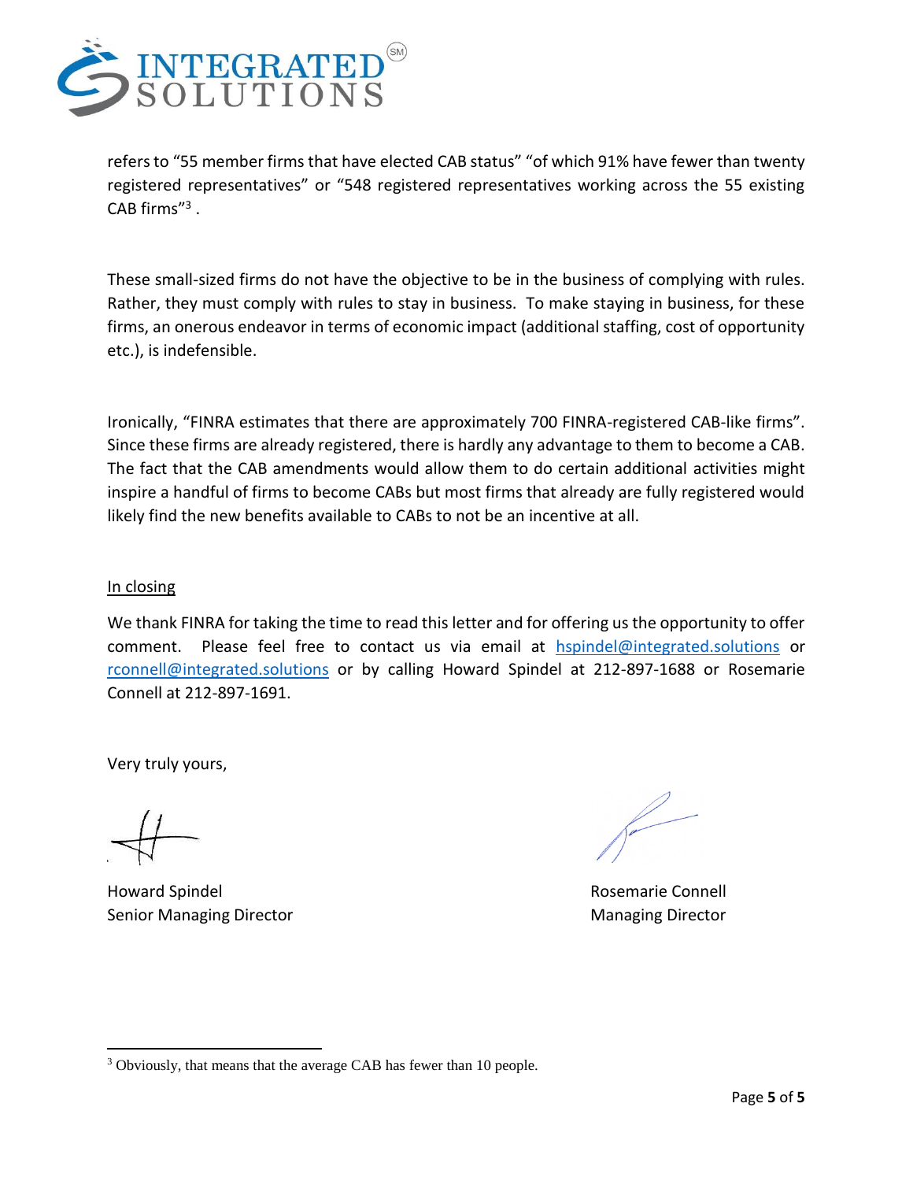refers to "55 member firms that have elected CAB status" "of which 91% have fewer than twenty registered representatives" or "548 registered representatives working across the 55 existing CAB firms"[3] .

These small-sized firms do not have the objective to be in the business of complying with rules. Rather, they must comply with rules to stay in business. To make staying in business, for these firms, an onerous endeavor in terms of economic impact (additional staffing, cost of opportunity etc.), is indefensible.

Ironically, "FINRA estimates that there are approximately 700 FINRA-registered CAB-like firms". Since these firms are already registered, there is hardly any advantage to them to become a CAB. The fact that the CAB amendments would allow them to do certain additional activities might inspire a handful of firms to become CABs but most firms that already are fully registered would likely find the new benefits available to CABs to not be an incentive at all.

In closing

We thank FINRA for taking the time to read this letter and for offering us the opportunity to offer comment. Please feel free to contact us via email at hspindel@integrated.solutions or rconnell@integrated.solutions or by calling Howard Spindel at 212-897-1688 or Rosemarie Connell at 212-897-1691.

Very truly yours,

Howard Spindel
Senior Managing Director

Rosemarie Connell
Managing Director

---

[3] Obviously, that means that the average CAB has fewer than 10 people.